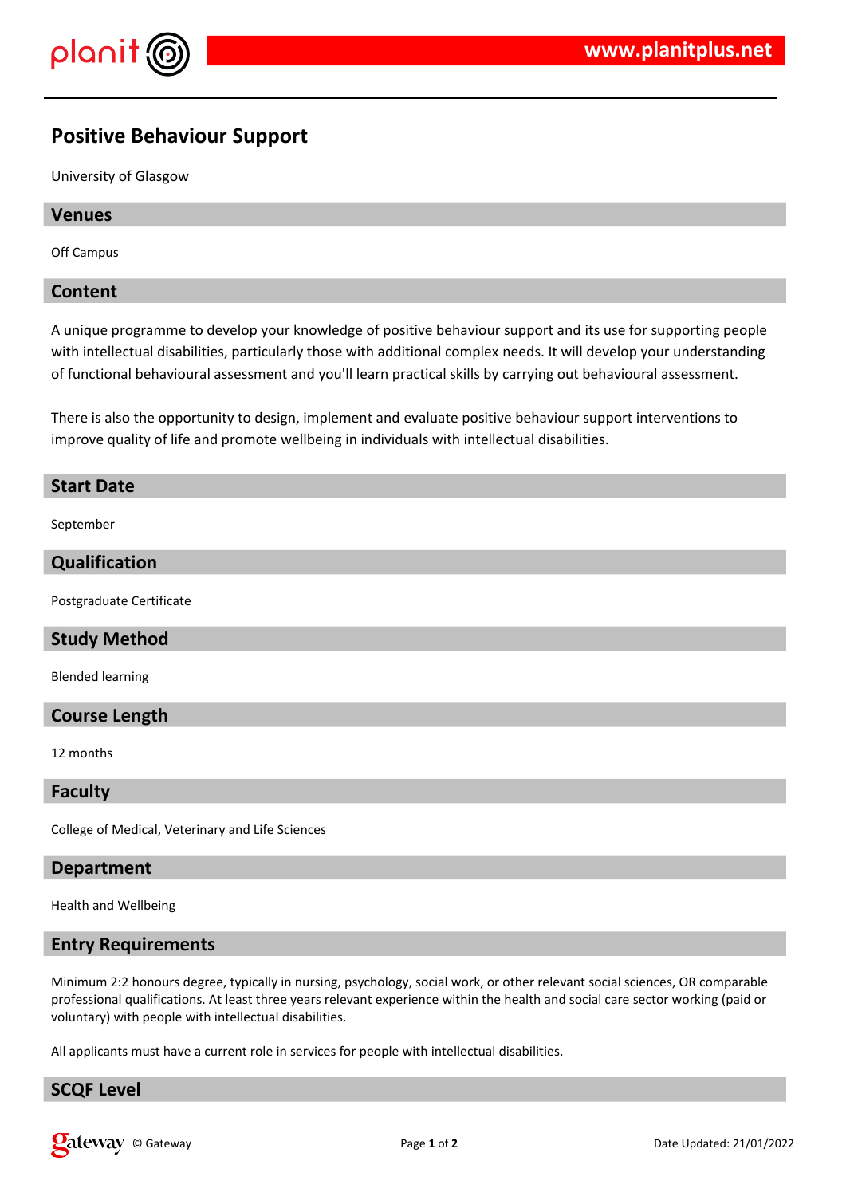# Positive Behaviour Support

University of Glasgow

## Venues

Off Campus

## Content

A unique programme to develop your knowledge of positive behaviour support and its use for supporting people with intellectual disabilities, particularly those with additional complex needs. It will develop your understanding of functional behavioural assessment and you'll learn practical skills by carrying out behavioural assessment.

There is also the opportunity to design, implement and evaluate positive behaviour support interventions to improve quality of life and promote wellbeing in individuals with intellectual disabilities.

## Start Date

September

## Qualification

Postgraduate Certificate

## Study Method

Blended learning

## Course Length

12 months

## Faculty

College of Medical, Veterinary and Life Sciences

## Department

Health and Wellbeing

## Entry Requirements

Minimum 2:2 honours degree, typically in nursing, psychology, social work, or other relevant social sciences, OR comparable professional qualifications. At least three years relevant experience within the health and social care sector working (paid or voluntary) with people with intellectual disabilities.

All applicants must have a current role in services for people with intellectual disabilities.

## SCQF Level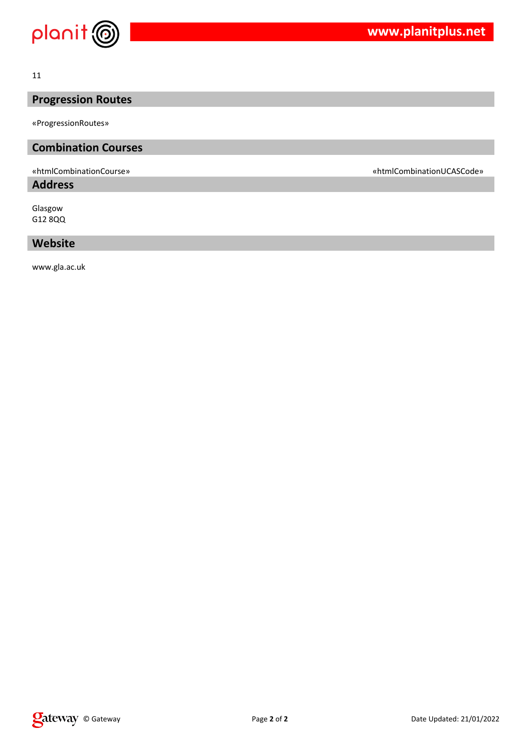11

## Progression Routes

«ProgressionRoutes»

## Combination Courses

«htmlCombinationCourse» «htmlCombinationUCASCode»

## Address

Glasgow
G12 8QQ

## Website

www.gla.ac.uk